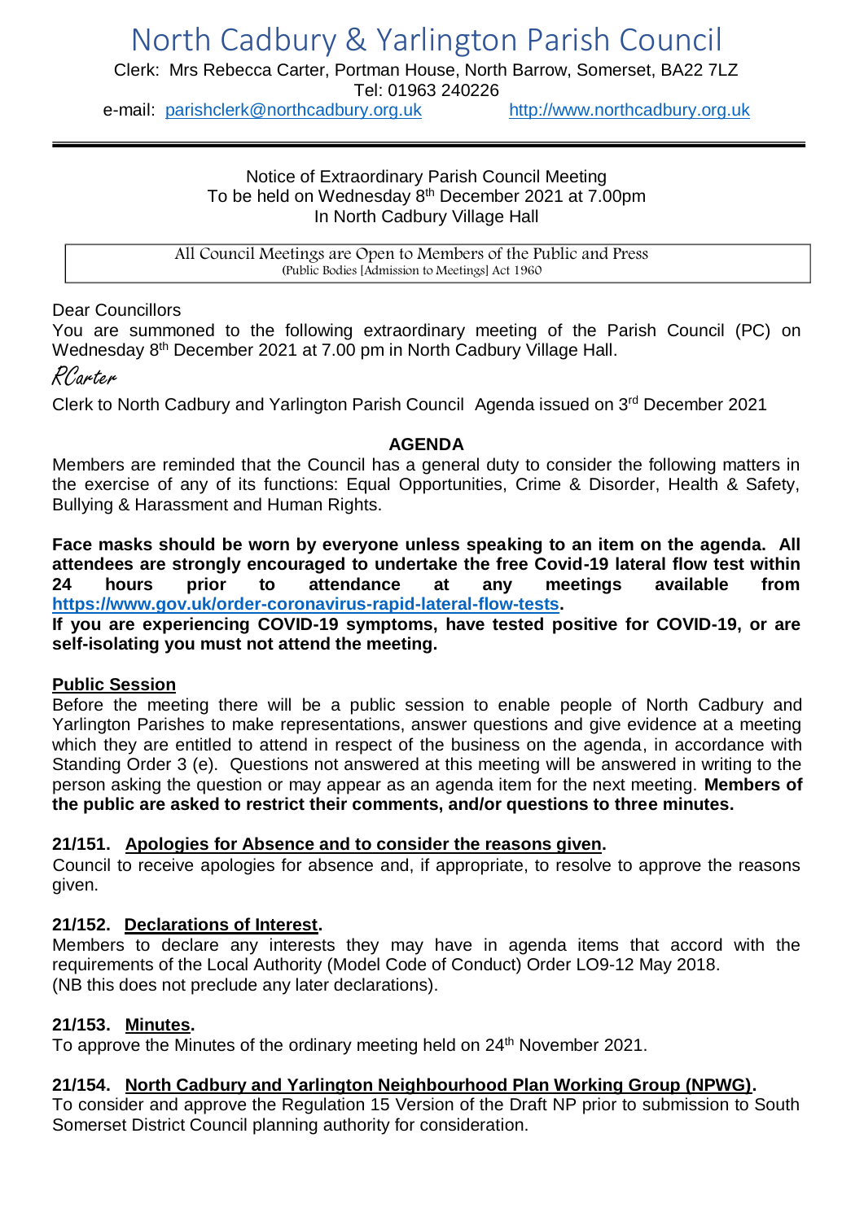# North Cadbury & Yarlington Parish Council

Clerk: Mrs Rebecca Carter, Portman House, North Barrow, Somerset, BA22 7LZ
Tel: 01963 240226
e-mail: parishclerk@northcadbury.org.uk http://www.northcadbury.org.uk

---

Notice of Extraordinary Parish Council Meeting
To be held on Wednesday 8th December 2021 at 7.00pm
In North Cadbury Village Hall

| All Council Meetings are Open to Members of the Public and Press (Public Bodies [Admission to Meetings] Act 1960 |
|---|

Dear Councillors
You are summoned to the following extraordinary meeting of the Parish Council (PC) on Wednesday 8th December 2021 at 7.00 pm in North Cadbury Village Hall.

*RCarter*

Clerk to North Cadbury and Yarlington Parish Council Agenda issued on 3rd December 2021

## AGENDA

Members are reminded that the Council has a general duty to consider the following matters in the exercise of any of its functions: Equal Opportunities, Crime & Disorder, Health & Safety, Bullying & Harassment and Human Rights.

**Face masks should be worn by everyone unless speaking to an item on the agenda. All attendees are strongly encouraged to undertake the free Covid-19 lateral flow test within 24 hours prior to attendance at any meetings available from https://www.gov.uk/order-coronavirus-rapid-lateral-flow-tests.**

**If you are experiencing COVID-19 symptoms, have tested positive for COVID-19, or are self-isolating you must not attend the meeting.**

### Public Session

Before the meeting there will be a public session to enable people of North Cadbury and Yarlington Parishes to make representations, answer questions and give evidence at a meeting which they are entitled to attend in respect of the business on the agenda, in accordance with Standing Order 3 (e). Questions not answered at this meeting will be answered in writing to the person asking the question or may appear as an agenda item for the next meeting. **Members of the public are asked to restrict their comments, and/or questions to three minutes.**

### 21/151. Apologies for Absence and to consider the reasons given.

Council to receive apologies for absence and, if appropriate, to resolve to approve the reasons given.

### 21/152. Declarations of Interest.

Members to declare any interests they may have in agenda items that accord with the requirements of the Local Authority (Model Code of Conduct) Order LO9-12 May 2018.
(NB this does not preclude any later declarations).

### 21/153. Minutes.

To approve the Minutes of the ordinary meeting held on 24th November 2021.

### 21/154. North Cadbury and Yarlington Neighbourhood Plan Working Group (NPWG).

To consider and approve the Regulation 15 Version of the Draft NP prior to submission to South Somerset District Council planning authority for consideration.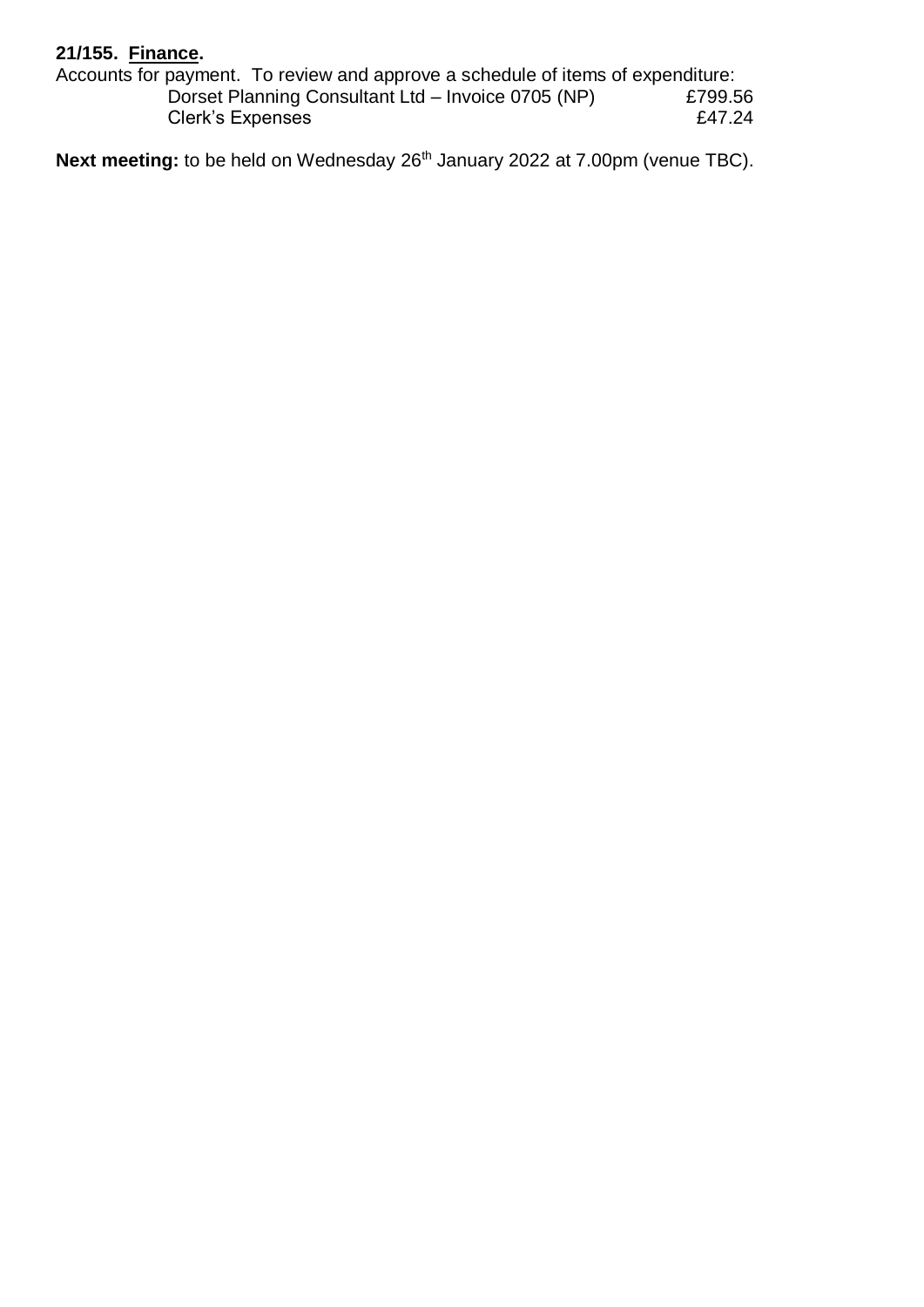**21/155. Finance.**

Accounts for payment. To review and approve a schedule of items of expenditure:

| | |
|---|---|
| Dorset Planning Consultant Ltd – Invoice 0705 (NP) | £799.56 |
| Clerk's Expenses | £47.24 |

**Next meeting:** to be held on Wednesday 26th January 2022 at 7.00pm (venue TBC).